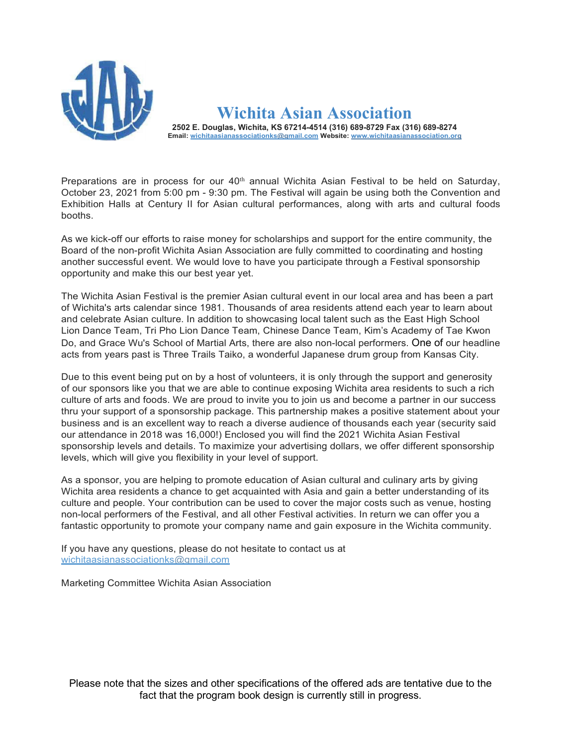# Wichita Asian Association

**2502 E. Douglas, Wichita, KS 67214-4514 (316) 689-8729 Fax (316) 689-8274**
**Email: wichitaasianassociationks@gmail.com Website: www.wichitaasianassociation.org**

Preparations are in process for our 40th annual Wichita Asian Festival to be held on Saturday, October 23, 2021 from 5:00 pm - 9:30 pm. The Festival will again be using both the Convention and Exhibition Halls at Century II for Asian cultural performances, along with arts and cultural foods booths.

As we kick-off our efforts to raise money for scholarships and support for the entire community, the Board of the non-profit Wichita Asian Association are fully committed to coordinating and hosting another successful event. We would love to have you participate through a Festival sponsorship opportunity and make this our best year yet.

The Wichita Asian Festival is the premier Asian cultural event in our local area and has been a part of Wichita's arts calendar since 1981. Thousands of area residents attend each year to learn about and celebrate Asian culture. In addition to showcasing local talent such as the East High School Lion Dance Team, Tri Pho Lion Dance Team, Chinese Dance Team, Kim's Academy of Tae Kwon Do, and Grace Wu's School of Martial Arts, there are also non-local performers. One of our headline acts from years past is Three Trails Taiko, a wonderful Japanese drum group from Kansas City.

Due to this event being put on by a host of volunteers, it is only through the support and generosity of our sponsors like you that we are able to continue exposing Wichita area residents to such a rich culture of arts and foods. We are proud to invite you to join us and become a partner in our success thru your support of a sponsorship package. This partnership makes a positive statement about your business and is an excellent way to reach a diverse audience of thousands each year (security said our attendance in 2018 was 16,000!) Enclosed you will find the 2021 Wichita Asian Festival sponsorship levels and details. To maximize your advertising dollars, we offer different sponsorship levels, which will give you flexibility in your level of support.

As a sponsor, you are helping to promote education of Asian cultural and culinary arts by giving Wichita area residents a chance to get acquainted with Asia and gain a better understanding of its culture and people. Your contribution can be used to cover the major costs such as venue, hosting non-local performers of the Festival, and all other Festival activities. In return we can offer you a fantastic opportunity to promote your company name and gain exposure in the Wichita community.

If you have any questions, please do not hesitate to contact us at
wichitaasianassociationks@gmail.com

Marketing Committee Wichita Asian Association

Please note that the sizes and other specifications of the offered ads are tentative due to the fact that the program book design is currently still in progress.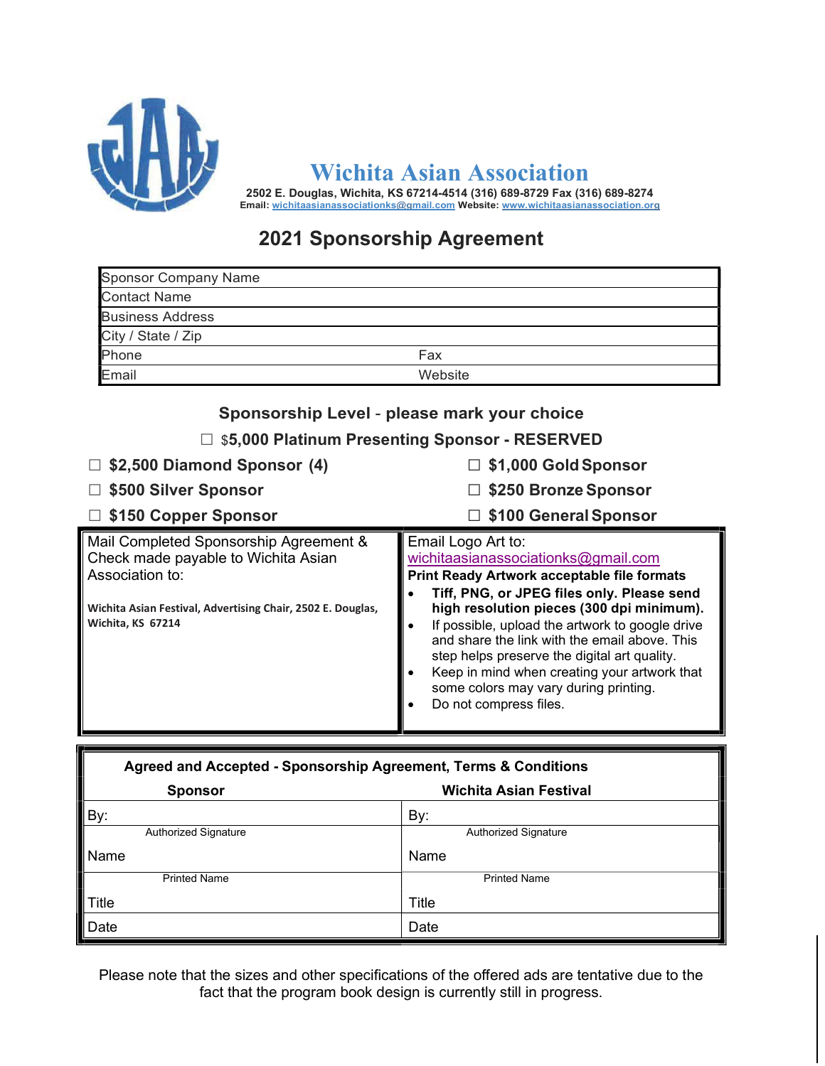# Wichita Asian Association

**2502 E. Douglas, Wichita, KS 67214-4514 (316) 689-8729 Fax (316) 689-8274**
**Email:** wichitaasianassociationks@gmail.com **Website:** www.wichitaasianassociation.org

## 2021 Sponsorship Agreement

| Sponsor Company Name | |
|---|---|
| Contact Name | |
| Business Address | |
| City / State / Zip | |
| Phone | Fax |
| Email | Website |

### Sponsorship Level - please mark your choice

☐ $**5,000 Platinum Presenting Sponsor - RESERVED**

☐ **$2,500 Diamond Sponsor (4)**

☐ **$1,000 Gold Sponsor**

☐ **$500 Silver Sponsor**

☐ **$250 Bronze Sponsor**

☐ **$150 Copper Sponsor**

☐ **$100 General Sponsor**

Mail Completed Sponsorship Agreement & Check made payable to Wichita Asian Association to:

**Wichita Asian Festival, Advertising Chair, 2502 E. Douglas, Wichita, KS 67214**

Email Logo Art to:
wichitaasianassociationks@gmail.com

**Print Ready Artwork acceptable file formats**

- **Tiff, PNG, or JPEG files only. Please send high resolution pieces (300 dpi minimum).**
- If possible, upload the artwork to google drive and share the link with the email above. This step helps preserve the digital art quality.
- Keep in mind when creating your artwork that some colors may vary during printing.
- Do not compress files.

| **Agreed and Accepted - Sponsorship Agreement, Terms & Conditions** | |
|---|---|
| **Sponsor** | **Wichita Asian Festival** |
| By: | By: |
| Authorized Signature | Authorized Signature |
| Name | Name |
| Printed Name | Printed Name |
| Title | Title |
| Date | Date |

Please note that the sizes and other specifications of the offered ads are tentative due to the fact that the program book design is currently still in progress.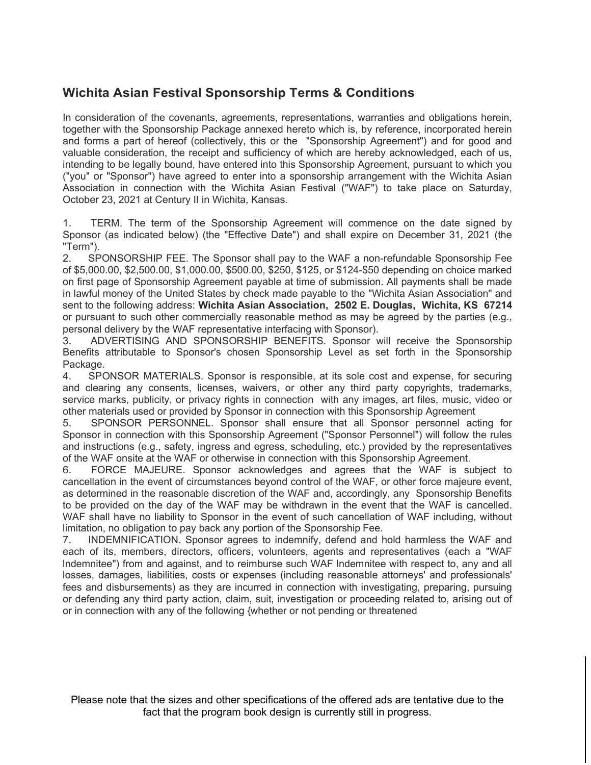## Wichita Asian Festival Sponsorship Terms & Conditions

In consideration of the covenants, agreements, representations, warranties and obligations herein, together with the Sponsorship Package annexed hereto which is, by reference, incorporated herein and forms a part of hereof (collectively, this or the "Sponsorship Agreement") and for good and valuable consideration, the receipt and sufficiency of which are hereby acknowledged, each of us, intending to be legally bound, have entered into this Sponsorship Agreement, pursuant to which you ("you" or "Sponsor") have agreed to enter into a sponsorship arrangement with the Wichita Asian Association in connection with the Wichita Asian Festival ("WAF") to take place on Saturday, October 23, 2021 at Century II in Wichita, Kansas.

1. TERM. The term of the Sponsorship Agreement will commence on the date signed by Sponsor (as indicated below) (the "Effective Date") and shall expire on December 31, 2021 (the "Term").
2. SPONSORSHIP FEE. The Sponsor shall pay to the WAF a non-refundable Sponsorship Fee of $5,000.00, $2,500.00, $1,000.00, $500.00, $250, $125, or $124-$50 depending on choice marked on first page of Sponsorship Agreement payable at time of submission. All payments shall be made in lawful money of the United States by check made payable to the "Wichita Asian Association" and sent to the following address: **Wichita Asian Association, 2502 E. Douglas, Wichita, KS 67214** or pursuant to such other commercially reasonable method as may be agreed by the parties (e.g., personal delivery by the WAF representative interfacing with Sponsor).
3. ADVERTISING AND SPONSORSHIP BENEFITS. Sponsor will receive the Sponsorship Benefits attributable to Sponsor's chosen Sponsorship Level as set forth in the Sponsorship Package.
4. SPONSOR MATERIALS. Sponsor is responsible, at its sole cost and expense, for securing and clearing any consents, licenses, waivers, or other any third party copyrights, trademarks, service marks, publicity, or privacy rights in connection with any images, art files, music, video or other materials used or provided by Sponsor in connection with this Sponsorship Agreement
5. SPONSOR PERSONNEL. Sponsor shall ensure that all Sponsor personnel acting for Sponsor in connection with this Sponsorship Agreement ("Sponsor Personnel") will follow the rules and instructions (e.g., safety, ingress and egress, scheduling, etc.) provided by the representatives of the WAF onsite at the WAF or otherwise in connection with this Sponsorship Agreement.
6. FORCE MAJEURE. Sponsor acknowledges and agrees that the WAF is subject to cancellation in the event of circumstances beyond control of the WAF, or other force majeure event, as determined in the reasonable discretion of the WAF and, accordingly, any Sponsorship Benefits to be provided on the day of the WAF may be withdrawn in the event that the WAF is cancelled. WAF shall have no liability to Sponsor in the event of such cancellation of WAF including, without limitation, no obligation to pay back any portion of the Sponsorship Fee.
7. INDEMNIFICATION. Sponsor agrees to indemnify, defend and hold harmless the WAF and each of its, members, directors, officers, volunteers, agents and representatives (each a "WAF Indemnitee") from and against, and to reimburse such WAF Indemnitee with respect to, any and all losses, damages, liabilities, costs or expenses (including reasonable attorneys' and professionals' fees and disbursements) as they are incurred in connection with investigating, preparing, pursuing or defending any third party action, claim, suit, investigation or proceeding related to, arising out of or in connection with any of the following {whether or not pending or threatened

Please note that the sizes and other specifications of the offered ads are tentative due to the fact that the program book design is currently still in progress.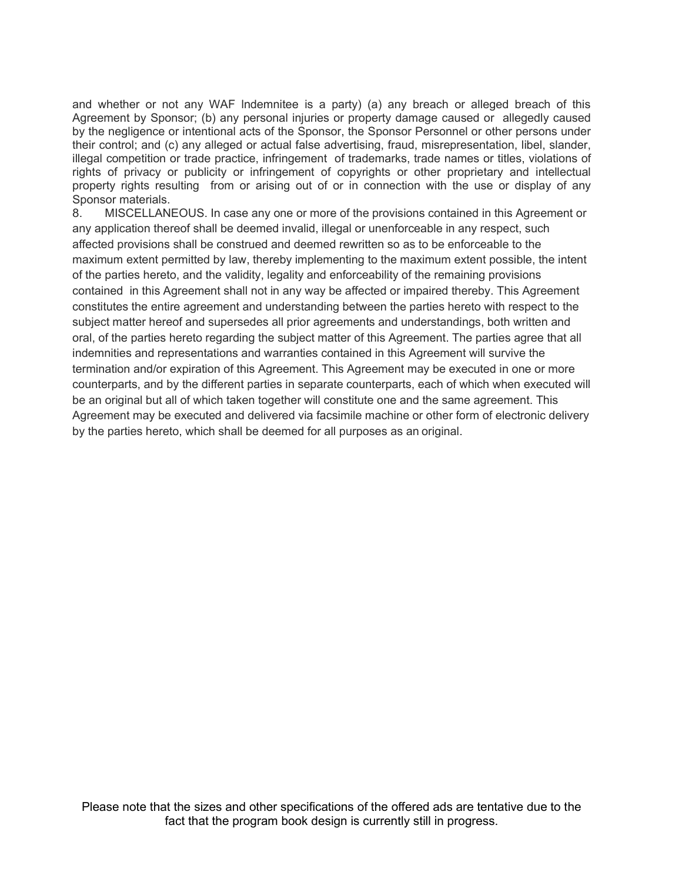and whether or not any WAF Indemnitee is a party) (a) any breach or alleged breach of this Agreement by Sponsor; (b) any personal injuries or property damage caused or allegedly caused by the negligence or intentional acts of the Sponsor, the Sponsor Personnel or other persons under their control; and (c) any alleged or actual false advertising, fraud, misrepresentation, libel, slander, illegal competition or trade practice, infringement of trademarks, trade names or titles, violations of rights of privacy or publicity or infringement of copyrights or other proprietary and intellectual property rights resulting from or arising out of or in connection with the use or display of any Sponsor materials.

8. MISCELLANEOUS. In case any one or more of the provisions contained in this Agreement or any application thereof shall be deemed invalid, illegal or unenforceable in any respect, such affected provisions shall be construed and deemed rewritten so as to be enforceable to the maximum extent permitted by law, thereby implementing to the maximum extent possible, the intent of the parties hereto, and the validity, legality and enforceability of the remaining provisions contained in this Agreement shall not in any way be affected or impaired thereby. This Agreement constitutes the entire agreement and understanding between the parties hereto with respect to the subject matter hereof and supersedes all prior agreements and understandings, both written and oral, of the parties hereto regarding the subject matter of this Agreement. The parties agree that all indemnities and representations and warranties contained in this Agreement will survive the termination and/or expiration of this Agreement. This Agreement may be executed in one or more counterparts, and by the different parties in separate counterparts, each of which when executed will be an original but all of which taken together will constitute one and the same agreement. This Agreement may be executed and delivered via facsimile machine or other form of electronic delivery by the parties hereto, which shall be deemed for all purposes as an original.

Please note that the sizes and other specifications of the offered ads are tentative due to the fact that the program book design is currently still in progress.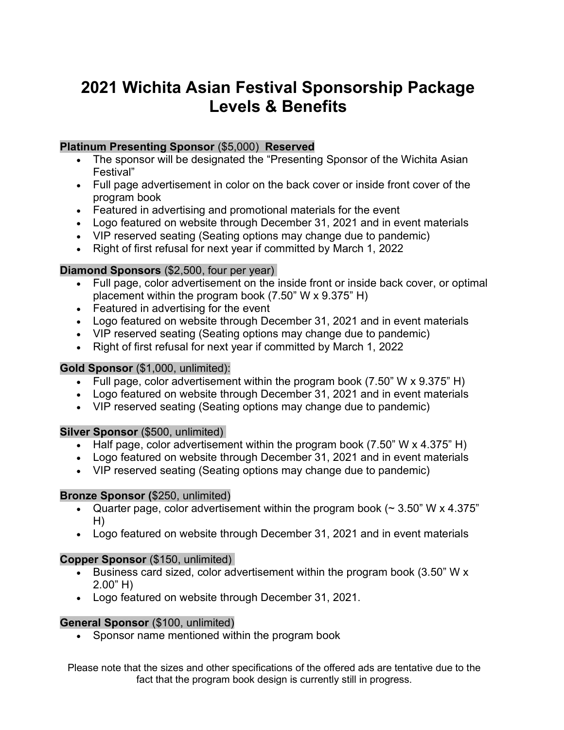# 2021 Wichita Asian Festival Sponsorship Package Levels & Benefits

**Platinum Presenting Sponsor** ($5,000) **Reserved**

- The sponsor will be designated the "Presenting Sponsor of the Wichita Asian Festival"
- Full page advertisement in color on the back cover or inside front cover of the program book
- Featured in advertising and promotional materials for the event
- Logo featured on website through December 31, 2021 and in event materials
- VIP reserved seating (Seating options may change due to pandemic)
- Right of first refusal for next year if committed by March 1, 2022

**Diamond Sponsors** ($2,500, four per year)

- Full page, color advertisement on the inside front or inside back cover, or optimal placement within the program book (7.50" W x 9.375" H)
- Featured in advertising for the event
- Logo featured on website through December 31, 2021 and in event materials
- VIP reserved seating (Seating options may change due to pandemic)
- Right of first refusal for next year if committed by March 1, 2022

**Gold Sponsor** ($1,000, unlimited):

- Full page, color advertisement within the program book (7.50" W x 9.375" H)
- Logo featured on website through December 31, 2021 and in event materials
- VIP reserved seating (Seating options may change due to pandemic)

**Silver Sponsor** ($500, unlimited)

- Half page, color advertisement within the program book (7.50" W x 4.375" H)
- Logo featured on website through December 31, 2021 and in event materials
- VIP reserved seating (Seating options may change due to pandemic)

**Bronze Sponsor (**$250, unlimited)

- Quarter page, color advertisement within the program book (~ 3.50" W x 4.375" H)
- Logo featured on website through December 31, 2021 and in event materials

**Copper Sponsor** ($150, unlimited)

- Business card sized, color advertisement within the program book (3.50" W x 2.00" H)
- Logo featured on website through December 31, 2021.

**General Sponsor** ($100, unlimited)

- Sponsor name mentioned within the program book

Please note that the sizes and other specifications of the offered ads are tentative due to the fact that the program book design is currently still in progress.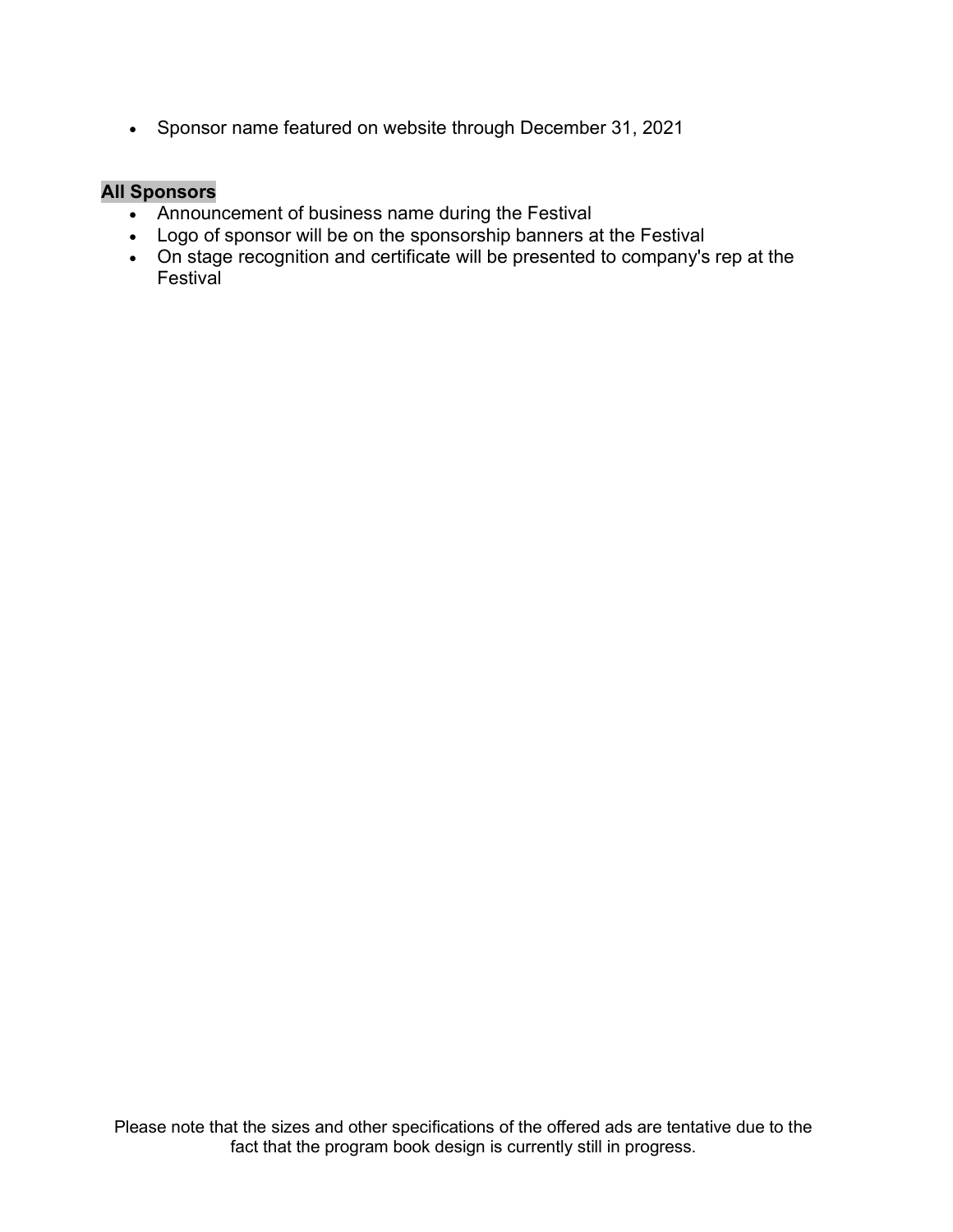- Sponsor name featured on website through December 31, 2021

**All Sponsors**

- Announcement of business name during the Festival
- Logo of sponsor will be on the sponsorship banners at the Festival
- On stage recognition and certificate will be presented to company's rep at the Festival

Please note that the sizes and other specifications of the offered ads are tentative due to the fact that the program book design is currently still in progress.